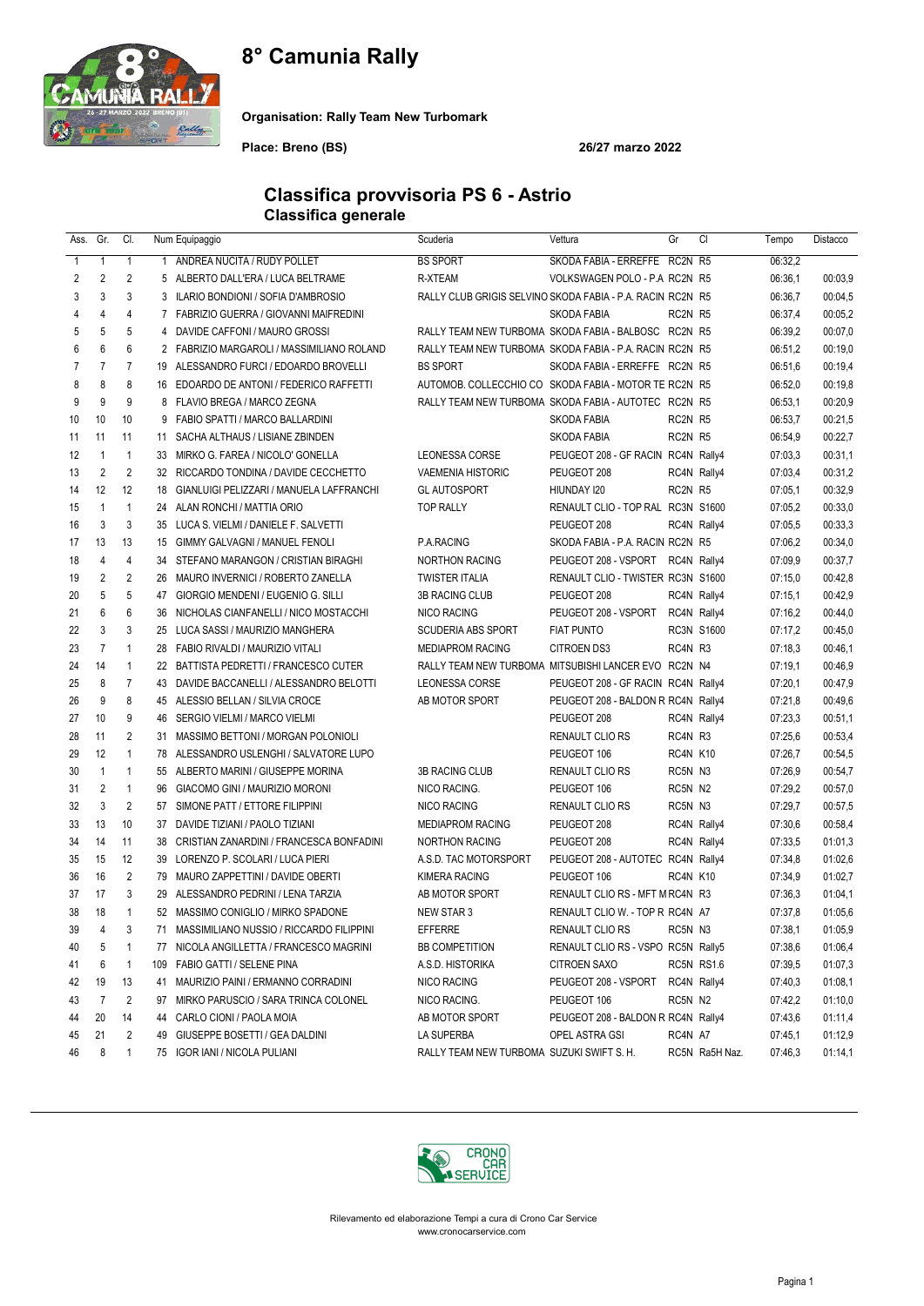# 8° Camunia Rally

**Organisation: Rally Team New Turbomark**

**Place: Breno (BS)** **26/27 marzo 2022**

## Classifica provvisoria PS 6 - Astrio

### Classifica generale

| Ass. | Gr. | Cl. | Num | Equipaggio | Scuderia | Vettura | Gr | Cl | Tempo | Distacco |
|---|---|---|---|---|---|---|---|---|---|---|
| 1 | 1 | 1 | 1 | ANDREA NUCITA / RUDY POLLET | BS SPORT | SKODA FABIA - ERREFFE | RC2N | R5 | 06:32,2 | |
| 2 | 2 | 2 | 5 | ALBERTO DALL'ERA / LUCA BELTRAME | R-XTEAM | VOLKSWAGEN POLO - P.A | RC2N | R5 | 06:36,1 | 00:03,9 |
| 3 | 3 | 3 | 3 | ILARIO BONDIONI / SOFIA D'AMBROSIO | RALLY CLUB GRIGIS SELVINO | SKODA FABIA - P.A. RACIN | RC2N | R5 | 06:36,7 | 00:04,5 |
| 4 | 4 | 4 | 7 | FABRIZIO GUERRA / GIOVANNI MAIFREDINI | | SKODA FABIA | RC2N | R5 | 06:37,4 | 00:05,2 |
| 5 | 5 | 5 | 4 | DAVIDE CAFFONI / MAURO GROSSI | RALLY TEAM NEW TURBOMA | SKODA FABIA - BALBOSC | RC2N | R5 | 06:39,2 | 00:07,0 |
| 6 | 6 | 6 | 2 | FABRIZIO MARGAROLI / MASSIMILIANO ROLAND | RALLY TEAM NEW TURBOMA | SKODA FABIA - P.A. RACIN | RC2N | R5 | 06:51,2 | 00:19,0 |
| 7 | 7 | 7 | 19 | ALESSANDRO FURCI / EDOARDO BROVELLI | BS SPORT | SKODA FABIA - ERREFFE | RC2N | R5 | 06:51,6 | 00:19,4 |
| 8 | 8 | 8 | 16 | EDOARDO DE ANTONI / FEDERICO RAFFETTI | AUTOMOB. COLLECCHIO CO | SKODA FABIA - MOTOR TE | RC2N | R5 | 06:52,0 | 00:19,8 |
| 9 | 9 | 9 | 8 | FLAVIO BREGA / MARCO ZEGNA | RALLY TEAM NEW TURBOMA | SKODA FABIA - AUTOTEC | RC2N | R5 | 06:53,1 | 00:20,9 |
| 10 | 10 | 10 | 9 | FABIO SPATTI / MARCO BALLARDINI | | SKODA FABIA | RC2N | R5 | 06:53,7 | 00:21,5 |
| 11 | 11 | 11 | 11 | SACHA ALTHAUS / LISIANE ZBINDEN | | SKODA FABIA | RC2N | R5 | 06:54,9 | 00:22,7 |
| 12 | 1 | 1 | 33 | MIRKO G. FAREA / NICOLO' GONELLA | LEONESSA CORSE | PEUGEOT 208 - GF RACIN | RC4N | Rally4 | 07:03,3 | 00:31,1 |
| 13 | 2 | 2 | 32 | RICCARDO TONDINA / DAVIDE CECCHETTO | VAEMENIA HISTORIC | PEUGEOT 208 | RC4N | Rally4 | 07:03,4 | 00:31,2 |
| 14 | 12 | 12 | 18 | GIANLUIGI PELIZZARI / MANUELA LAFFRANCHI | GL AUTOSPORT | HIUNDAY I20 | RC2N | R5 | 07:05,1 | 00:32,9 |
| 15 | 1 | 1 | 24 | ALAN RONCHI / MATTIA ORIO | TOP RALLY | RENAULT CLIO - TOP RAL | RC3N | S1600 | 07:05,2 | 00:33,0 |
| 16 | 3 | 3 | 35 | LUCA S. VIELMI / DANIELE F. SALVETTI | | PEUGEOT 208 | RC4N | Rally4 | 07:05,5 | 00:33,3 |
| 17 | 13 | 13 | 15 | GIMMY GALVAGNI / MANUEL FENOLI | P.A.RACING | SKODA FABIA - P.A. RACIN | RC2N | R5 | 07:06,2 | 00:34,0 |
| 18 | 4 | 4 | 34 | STEFANO MARANGON / CRISTIAN BIRAGHI | NORTHON RACING | PEUGEOT 208 - VSPORT | RC4N | Rally4 | 07:09,9 | 00:37,7 |
| 19 | 2 | 2 | 26 | MAURO INVERNICI / ROBERTO ZANELLA | TWISTER ITALIA | RENAULT CLIO - TWISTER | RC3N | S1600 | 07:15,0 | 00:42,8 |
| 20 | 5 | 5 | 47 | GIORGIO MENDENI / EUGENIO G. SILLI | 3B RACING CLUB | PEUGEOT 208 | RC4N | Rally4 | 07:15,1 | 00:42,9 |
| 21 | 6 | 6 | 36 | NICHOLAS CIANFANELLI / NICO MOSTACCHI | NICO RACING | PEUGEOT 208 - VSPORT | RC4N | Rally4 | 07:16,2 | 00:44,0 |
| 22 | 3 | 3 | 25 | LUCA SASSI / MAURIZIO MANGHERA | SCUDERIA ABS SPORT | FIAT PUNTO | RC3N | S1600 | 07:17,2 | 00:45,0 |
| 23 | 7 | 1 | 28 | FABIO RIVALDI / MAURIZIO VITALI | MEDIAPROM RACING | CITROEN DS3 | RC4N | R3 | 07:18,3 | 00:46,1 |
| 24 | 14 | 1 | 22 | BATTISTA PEDRETTI / FRANCESCO CUTER | RALLY TEAM NEW TURBOMA | MITSUBISHI LANCER EVO | RC2N | N4 | 07:19,1 | 00:46,9 |
| 25 | 8 | 7 | 43 | DAVIDE BACCANELLI / ALESSANDRO BELOTTI | LEONESSA CORSE | PEUGEOT 208 - GF RACIN | RC4N | Rally4 | 07:20,1 | 00:47,9 |
| 26 | 9 | 8 | 45 | ALESSIO BELLAN / SILVIA CROCE | AB MOTOR SPORT | PEUGEOT 208 - BALDON R | RC4N | Rally4 | 07:21,8 | 00:49,6 |
| 27 | 10 | 9 | 46 | SERGIO VIELMI / MARCO VIELMI | | PEUGEOT 208 | RC4N | Rally4 | 07:23,3 | 00:51,1 |
| 28 | 11 | 2 | 31 | MASSIMO BETTONI / MORGAN POLONIOLI | | RENAULT CLIO RS | RC4N | R3 | 07:25,6 | 00:53,4 |
| 29 | 12 | 1 | 78 | ALESSANDRO USLENGHI / SALVATORE LUPO | | PEUGEOT 106 | RC4N | K10 | 07:26,7 | 00:54,5 |
| 30 | 1 | 1 | 55 | ALBERTO MARINI / GIUSEPPE MORINA | 3B RACING CLUB | RENAULT CLIO RS | RC5N | N3 | 07:26,9 | 00:54,7 |
| 31 | 2 | 1 | 96 | GIACOMO GINI / MAURIZIO MORONI | NICO RACING. | PEUGEOT 106 | RC5N | N2 | 07:29,2 | 00:57,0 |
| 32 | 3 | 2 | 57 | SIMONE PATT / ETTORE FILIPPINI | NICO RACING | RENAULT CLIO RS | RC5N | N3 | 07:29,7 | 00:57,5 |
| 33 | 13 | 10 | 37 | DAVIDE TIZIANI / PAOLO TIZIANI | MEDIAPROM RACING | PEUGEOT 208 | RC4N | Rally4 | 07:30,6 | 00:58,4 |
| 34 | 14 | 11 | 38 | CRISTIAN ZANARDINI / FRANCESCA BONFADINI | NORTHON RACING | PEUGEOT 208 | RC4N | Rally4 | 07:33,5 | 01:01,3 |
| 35 | 15 | 12 | 39 | LORENZO P. SCOLARI / LUCA PIERI | A.S.D. TAC MOTORSPORT | PEUGEOT 208 - AUTOTEC | RC4N | Rally4 | 07:34,8 | 01:02,6 |
| 36 | 16 | 2 | 79 | MAURO ZAPPETTINI / DAVIDE OBERTI | KIMERA RACING | PEUGEOT 106 | RC4N | K10 | 07:34,9 | 01:02,7 |
| 37 | 17 | 3 | 29 | ALESSANDRO PEDRINI / LENA TARZIA | AB MOTOR SPORT | RENAULT CLIO RS - MFT M | RC4N | R3 | 07:36,3 | 01:04,1 |
| 38 | 18 | 1 | 52 | MASSIMO CONIGLIO / MIRKO SPADONE | NEW STAR 3 | RENAULT CLIO W. - TOP R | RC4N | A7 | 07:37,8 | 01:05,6 |
| 39 | 4 | 3 | 71 | MASSIMILIANO NUSSIO / RICCARDO FILIPPINI | EFFERRE | RENAULT CLIO RS | RC5N | N3 | 07:38,1 | 01:05,9 |
| 40 | 5 | 1 | 77 | NICOLA ANGILLETTA / FRANCESCO MAGRINI | BB COMPETITION | RENAULT CLIO RS - VSPO | RC5N | Rally5 | 07:38,6 | 01:06,4 |
| 41 | 6 | 1 | 109 | FABIO GATTI / SELENE PINA | A.S.D. HISTORIKA | CITROEN SAXO | RC5N | RS1.6 | 07:39,5 | 01:07,3 |
| 42 | 19 | 13 | 41 | MAURIZIO PAINI / ERMANNO CORRADINI | NICO RACING | PEUGEOT 208 - VSPORT | RC4N | Rally4 | 07:40,3 | 01:08,1 |
| 43 | 7 | 2 | 97 | MIRKO PARUSCIO / SARA TRINCA COLONEL | NICO RACING. | PEUGEOT 106 | RC5N | N2 | 07:42,2 | 01:10,0 |
| 44 | 20 | 14 | 44 | CARLO CIONI / PAOLA MOIA | AB MOTOR SPORT | PEUGEOT 208 - BALDON R | RC4N | Rally4 | 07:43,6 | 01:11,4 |
| 45 | 21 | 2 | 49 | GIUSEPPE BOSETTI / GEA DALDINI | LA SUPERBA | OPEL ASTRA GSI | RC4N | A7 | 07:45,1 | 01:12,9 |
| 46 | 8 | 1 | 75 | IGOR IANI / NICOLA PULIANI | RALLY TEAM NEW TURBOMA | SUZUKI SWIFT S. H. | RC5N | Ra5H Naz. | 07:46,3 | 01:14,1 |

Rilevamento ed elaborazione Tempi a cura di Crono Car Service
www.cronocarservice.com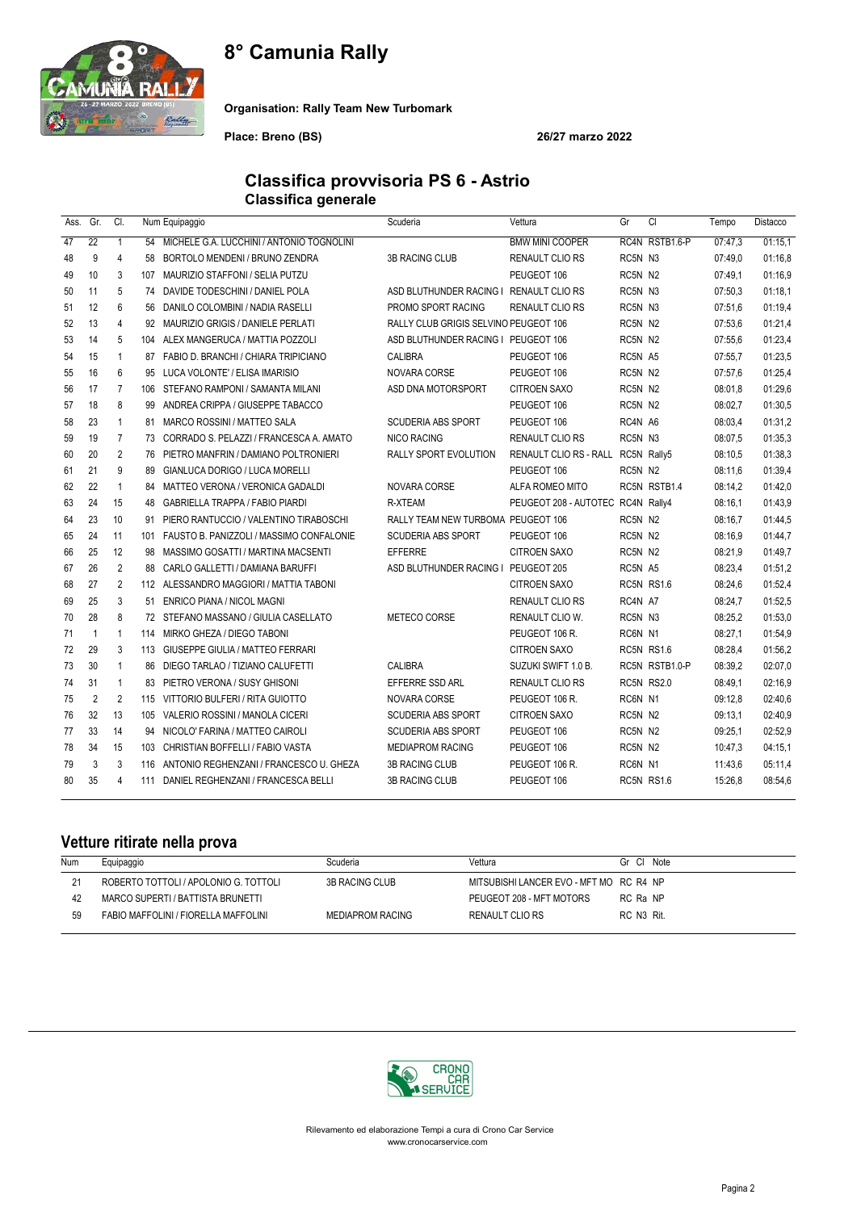# 8° Camunia Rally

**Organisation: Rally Team New Turbomark**

**Place: Breno (BS)** **26/27 marzo 2022**

## Classifica provvisoria PS 6 - Astrio

### Classifica generale

| Ass. | Gr. | Cl. | Num | Equipaggio | Scuderia | Vettura | Gr | Cl | Tempo | Distacco |
|---|---|---|---|---|---|---|---|---|---|---|
| 47 | 22 | 1 | 54 | MICHELE G.A. LUCCHINI / ANTONIO TOGNOLINI | | BMW MINI COOPER | RC4N | RSTB1.6-P | 07:47,3 | 01:15,1 |
| 48 | 9 | 4 | 58 | BORTOLO MENDENI / BRUNO ZENDRA | 3B RACING CLUB | RENAULT CLIO RS | RC5N | N3 | 07:49,0 | 01:16,8 |
| 49 | 10 | 3 | 107 | MAURIZIO STAFFONI / SELIA PUTZU | | PEUGEOT 106 | RC5N | N2 | 07:49,1 | 01:16,9 |
| 50 | 11 | 5 | 74 | DAVIDE TODESCHINI / DANIEL POLA | ASD BLUTHUNDER RACING I | RENAULT CLIO RS | RC5N | N3 | 07:50,3 | 01:18,1 |
| 51 | 12 | 6 | 56 | DANILO COLOMBINI / NADIA RASELLI | PROMO SPORT RACING | RENAULT CLIO RS | RC5N | N3 | 07:51,6 | 01:19,4 |
| 52 | 13 | 4 | 92 | MAURIZIO GRIGIS / DANIELE PERLATI | RALLY CLUB GRIGIS SELVINO | PEUGEOT 106 | RC5N | N2 | 07:53,6 | 01:21,4 |
| 53 | 14 | 5 | 104 | ALEX MANGERUCA / MATTIA POZZOLI | ASD BLUTHUNDER RACING I | PEUGEOT 106 | RC5N | N2 | 07:55,6 | 01:23,4 |
| 54 | 15 | 1 | 87 | FABIO D. BRANCHI / CHIARA TRIPICIANO | CALIBRA | PEUGEOT 106 | RC5N | A5 | 07:55,7 | 01:23,5 |
| 55 | 16 | 6 | 95 | LUCA VOLONTE' / ELISA IMARISIO | NOVARA CORSE | PEUGEOT 106 | RC5N | N2 | 07:57,6 | 01:25,4 |
| 56 | 17 | 7 | 106 | STEFANO RAMPONI / SAMANTA MILANI | ASD DNA MOTORSPORT | CITROEN SAXO | RC5N | N2 | 08:01,8 | 01:29,6 |
| 57 | 18 | 8 | 99 | ANDREA CRIPPA / GIUSEPPE TABACCO | | PEUGEOT 106 | RC5N | N2 | 08:02,7 | 01:30,5 |
| 58 | 23 | 1 | 81 | MARCO ROSSINI / MATTEO SALA | SCUDERIA ABS SPORT | PEUGEOT 106 | RC4N | A6 | 08:03,4 | 01:31,2 |
| 59 | 19 | 7 | 73 | CORRADO S. PELAZZI / FRANCESCA A. AMATO | NICO RACING | RENAULT CLIO RS | RC5N | N3 | 08:07,5 | 01:35,3 |
| 60 | 20 | 2 | 76 | PIETRO MANFRIN / DAMIANO POLTRONIERI | RALLY SPORT EVOLUTION | RENAULT CLIO RS - RALL | RC5N | Rally5 | 08:10,5 | 01:38,3 |
| 61 | 21 | 9 | 89 | GIANLUCA DORIGO / LUCA MORELLI | | PEUGEOT 106 | RC5N | N2 | 08:11,6 | 01:39,4 |
| 62 | 22 | 1 | 84 | MATTEO VERONA / VERONICA GADALDI | NOVARA CORSE | ALFA ROMEO MITO | RC5N | RSTB1.4 | 08:14,2 | 01:42,0 |
| 63 | 24 | 15 | 48 | GABRIELLA TRAPPA / FABIO PIARDI | R-XTEAM | PEUGEOT 208 - AUTOTEC | RC4N | Rally4 | 08:16,1 | 01:43,9 |
| 64 | 23 | 10 | 91 | PIERO RANTUCCIO / VALENTINO TIRABOSCHI | RALLY TEAM NEW TURBOMA | PEUGEOT 106 | RC5N | N2 | 08:16,7 | 01:44,5 |
| 65 | 24 | 11 | 101 | FAUSTO B. PANIZZOLI / MASSIMO CONFALONIE | SCUDERIA ABS SPORT | PEUGEOT 106 | RC5N | N2 | 08:16,9 | 01:44,7 |
| 66 | 25 | 12 | 98 | MASSIMO GOSATTI / MARTINA MACSENTI | EFFERRE | CITROEN SAXO | RC5N | N2 | 08:21,9 | 01:49,7 |
| 67 | 26 | 2 | 88 | CARLO GALLETTI / DAMIANA BARUFFI | ASD BLUTHUNDER RACING I | PEUGEOT 205 | RC5N | A5 | 08:23,4 | 01:51,2 |
| 68 | 27 | 2 | 112 | ALESSANDRO MAGGIORI / MATTIA TABONI | | CITROEN SAXO | RC5N | RS1.6 | 08:24,6 | 01:52,4 |
| 69 | 25 | 3 | 51 | ENRICO PIANA / NICOL MAGNI | | RENAULT CLIO RS | RC4N | A7 | 08:24,7 | 01:52,5 |
| 70 | 28 | 8 | 72 | STEFANO MASSANO / GIULIA CASELLATO | METECO CORSE | RENAULT CLIO W. | RC5N | N3 | 08:25,2 | 01:53,0 |
| 71 | 1 | 1 | 114 | MIRKO GHEZA / DIEGO TABONI | | PEUGEOT 106 R. | RC6N | N1 | 08:27,1 | 01:54,9 |
| 72 | 29 | 3 | 113 | GIUSEPPE GIULIA / MATTEO FERRARI | | CITROEN SAXO | RC5N | RS1.6 | 08:28,4 | 01:56,2 |
| 73 | 30 | 1 | 86 | DIEGO TARLAO / TIZIANO CALUFETTI | CALIBRA | SUZUKI SWIFT 1.0 B. | RC5N | RSTB1.0-P | 08:39,2 | 02:07,0 |
| 74 | 31 | 1 | 83 | PIETRO VERONA / SUSY GHISONI | EFFERRE SSD ARL | RENAULT CLIO RS | RC5N | RS2.0 | 08:49,1 | 02:16,9 |
| 75 | 2 | 2 | 115 | VITTORIO BULFERI / RITA GUIOTTO | NOVARA CORSE | PEUGEOT 106 R. | RC6N | N1 | 09:12,8 | 02:40,6 |
| 76 | 32 | 13 | 105 | VALERIO ROSSINI / MANOLA CICERI | SCUDERIA ABS SPORT | CITROEN SAXO | RC5N | N2 | 09:13,1 | 02:40,9 |
| 77 | 33 | 14 | 94 | NICOLO' FARINA / MATTEO CAIROLI | SCUDERIA ABS SPORT | PEUGEOT 106 | RC5N | N2 | 09:25,1 | 02:52,9 |
| 78 | 34 | 15 | 103 | CHRISTIAN BOFFELLI / FABIO VASTA | MEDIAPROM RACING | PEUGEOT 106 | RC5N | N2 | 10:47,3 | 04:15,1 |
| 79 | 3 | 3 | 116 | ANTONIO REGHENZANI / FRANCESCO U. GHEZA | 3B RACING CLUB | PEUGEOT 106 R. | RC6N | N1 | 11:43,6 | 05:11,4 |
| 80 | 35 | 4 | 111 | DANIEL REGHENZANI / FRANCESCA BELLI | 3B RACING CLUB | PEUGEOT 106 | RC5N | RS1.6 | 15:26,8 | 08:54,6 |

## Vetture ritirate nella prova

| Num | Equipaggio | Scuderia | Vettura | Gr | Cl | Note |
|---|---|---|---|---|---|---|
| 21 | ROBERTO TOTTOLI / APOLONIO G. TOTTOLI | 3B RACING CLUB | MITSUBISHI LANCER EVO - MFT MO | RC | R4 | NP |
| 42 | MARCO SUPERTI / BATTISTA BRUNETTI | | PEUGEOT 208 - MFT MOTORS | RC | Ra | NP |
| 59 | FABIO MAFFOLINI / FIORELLA MAFFOLINI | MEDIAPROM RACING | RENAULT CLIO RS | RC | N3 | Rit. |

Rilevamento ed elaborazione Tempi a cura di Crono Car Service
www.cronocarservice.com